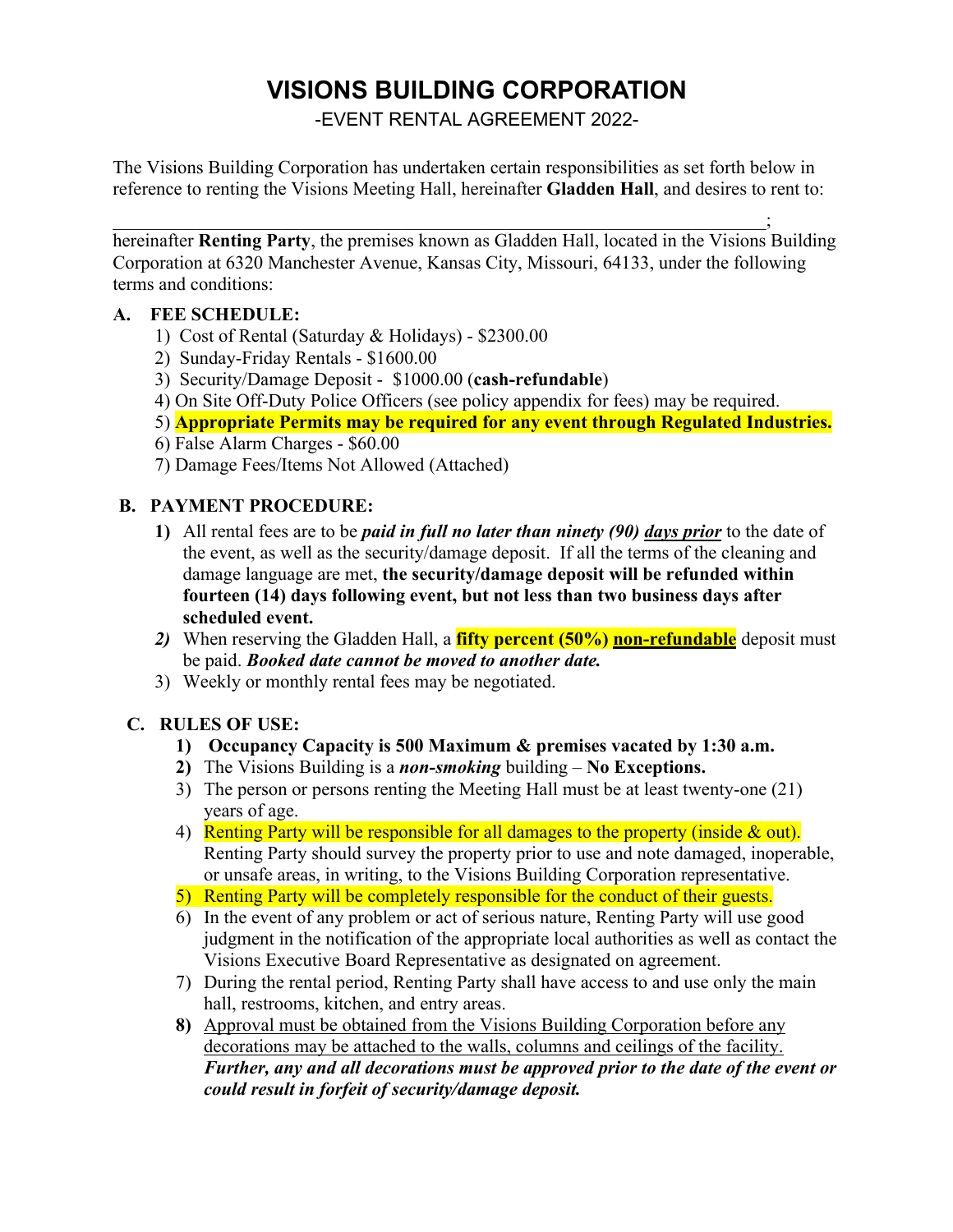# VISIONS BUILDING CORPORATION

-EVENT RENTAL AGREEMENT 2022-

The Visions Building Corporation has undertaken certain responsibilities as set forth below in reference to renting the Visions Meeting Hall, hereinafter **Gladden Hall**, and desires to rent to:

______________________________________________________________________;

hereinafter **Renting Party**, the premises known as Gladden Hall, located in the Visions Building Corporation at 6320 Manchester Avenue, Kansas City, Missouri, 64133, under the following terms and conditions:

**A. FEE SCHEDULE:**

1) Cost of Rental (Saturday & Holidays) - $2300.00
2) Sunday-Friday Rentals - $1600.00
3) Security/Damage Deposit - $1000.00 (**cash-refundable**)
4) On Site Off-Duty Police Officers (see policy appendix for fees) may be required.
5) **Appropriate Permits may be required for any event through Regulated Industries.**
6) False Alarm Charges - $60.00
7) Damage Fees/Items Not Allowed (Attached)

**B. PAYMENT PROCEDURE:**

1) All rental fees are to be ***paid in full no later than ninety (90) days prior*** to the date of the event, as well as the security/damage deposit. If all the terms of the cleaning and damage language are met, **the security/damage deposit will be refunded within fourteen (14) days following event, but not less than two business days after scheduled event.**
2) When reserving the Gladden Hall, a **fifty percent (50%) non-refundable** deposit must be paid. ***Booked date cannot be moved to another date.***
3) Weekly or monthly rental fees may be negotiated.

**C. RULES OF USE:**

1) **Occupancy Capacity is 500 Maximum & premises vacated by 1:30 a.m.**
2) The Visions Building is a ***non-smoking*** building – **No Exceptions.**
3) The person or persons renting the Meeting Hall must be at least twenty-one (21) years of age.
4) Renting Party will be responsible for all damages to the property (inside & out). Renting Party should survey the property prior to use and note damaged, inoperable, or unsafe areas, in writing, to the Visions Building Corporation representative.
5) Renting Party will be completely responsible for the conduct of their guests.
6) In the event of any problem or act of serious nature, Renting Party will use good judgment in the notification of the appropriate local authorities as well as contact the Visions Executive Board Representative as designated on agreement.
7) During the rental period, Renting Party shall have access to and use only the main hall, restrooms, kitchen, and entry areas.
8) Approval must be obtained from the Visions Building Corporation before any decorations may be attached to the walls, columns and ceilings of the facility. ***Further, any and all decorations must be approved prior to the date of the event or could result in forfeit of security/damage deposit.***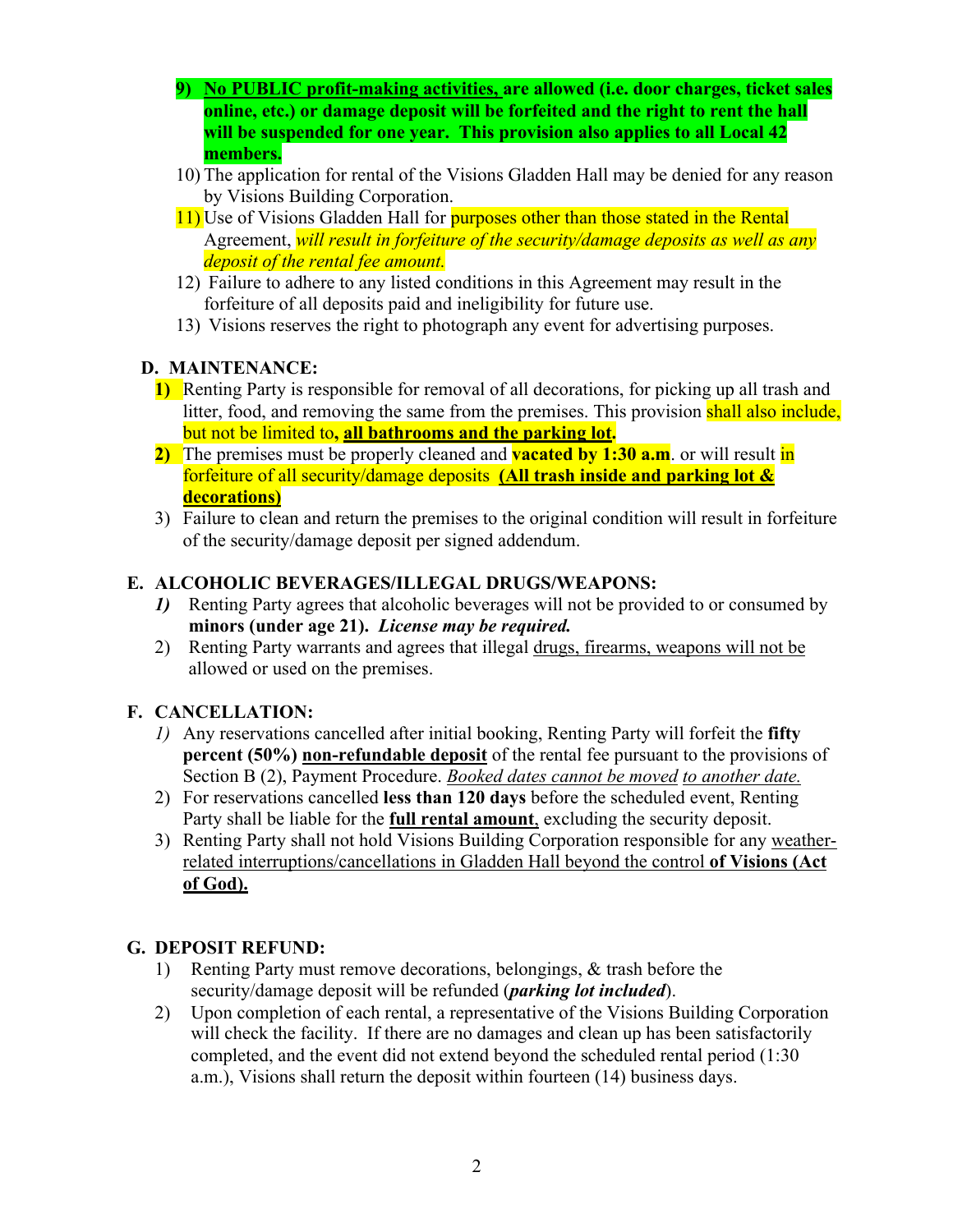9) **<u>No PUBLIC profit-making activities,</u> are allowed (i.e. door charges, ticket sales online, etc.) or damage deposit will be forfeited and the right to rent the hall will be suspended for one year. This provision also applies to all Local 42 members.**

10) The application for rental of the Visions Gladden Hall may be denied for any reason by Visions Building Corporation.

11) Use of Visions Gladden Hall for purposes other than those stated in the Rental Agreement, *will result in forfeiture of the security/damage deposits as well as any deposit of the rental fee amount.*

12) Failure to adhere to any listed conditions in this Agreement may result in the forfeiture of all deposits paid and ineligibility for future use.

13) Visions reserves the right to photograph any event for advertising purposes.

## D. MAINTENANCE:

**1)** Renting Party is responsible for removal of all decorations, for picking up all trash and litter, food, and removing the same from the premises. This provision shall also include, but not be limited to**, <u>all bathrooms and the parking lot</u>.**

**2)** The premises must be properly cleaned and **vacated by 1:30 a.m**. or will result in forfeiture of all security/damage deposits **<u>(All trash inside and parking lot & decorations)</u>**

3) Failure to clean and return the premises to the original condition will result in forfeiture of the security/damage deposit per signed addendum.

## E. ALCOHOLIC BEVERAGES/ILLEGAL DRUGS/WEAPONS:

***1)*** Renting Party agrees that alcoholic beverages will not be provided to or consumed by **minors (under age 21).** ***License may be required.***

2) Renting Party warrants and agrees that illegal <u>drugs, firearms, weapons will not be</u> allowed or used on the premises.

## F. CANCELLATION:

*1)* Any reservations cancelled after initial booking, Renting Party will forfeit the **fifty percent (50%)** **<u>non-refundable deposit</u>** of the rental fee pursuant to the provisions of Section B (2), Payment Procedure. *<u>Booked dates cannot be moved</u> <u>to another date.</u>*

2) For reservations cancelled **less than 120 days** before the scheduled event, Renting Party shall be liable for the **<u>full rental amount</u>**, excluding the security deposit.

3) Renting Party shall not hold Visions Building Corporation responsible for any <u>weather-related interruptions/cancellations in Gladden Hall beyond the control **of Visions (Act of God).**</u>

## G. DEPOSIT REFUND:

1) Renting Party must remove decorations, belongings, & trash before the security/damage deposit will be refunded (***parking lot included***).

2) Upon completion of each rental, a representative of the Visions Building Corporation will check the facility. If there are no damages and clean up has been satisfactorily completed, and the event did not extend beyond the scheduled rental period (1:30 a.m.), Visions shall return the deposit within fourteen (14) business days.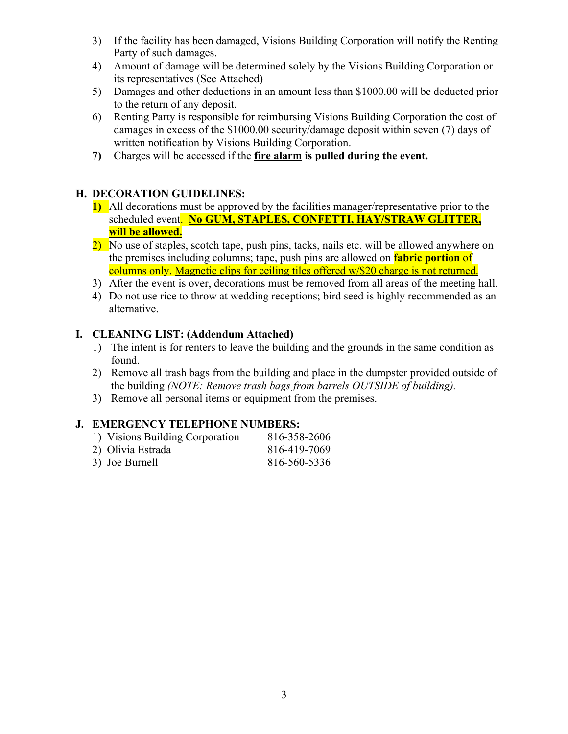3) If the facility has been damaged, Visions Building Corporation will notify the Renting Party of such damages.
4) Amount of damage will be determined solely by the Visions Building Corporation or its representatives (See Attached)
5) Damages and other deductions in an amount less than $1000.00 will be deducted prior to the return of any deposit.
6) Renting Party is responsible for reimbursing Visions Building Corporation the cost of damages in excess of the $1000.00 security/damage deposit within seven (7) days of written notification by Visions Building Corporation.
7) Charges will be accessed if the **fire alarm is pulled during the event.**

## H. DECORATION GUIDELINES:

1) All decorations must be approved by the facilities manager/representative prior to the scheduled event. **No GUM, STAPLES, CONFETTI, HAY/STRAW GLITTER, will be allowed.**
2) No use of staples, scotch tape, push pins, tacks, nails etc. will be allowed anywhere on the premises including columns; tape, push pins are allowed on **fabric portion** of columns only. Magnetic clips for ceiling tiles offered w/$20 charge is not returned.
3) After the event is over, decorations must be removed from all areas of the meeting hall.
4) Do not use rice to throw at wedding receptions; bird seed is highly recommended as an alternative.

## I. CLEANING LIST: (Addendum Attached)

1) The intent is for renters to leave the building and the grounds in the same condition as found.
2) Remove all trash bags from the building and place in the dumpster provided outside of the building *(NOTE: Remove trash bags from barrels OUTSIDE of building).*
3) Remove all personal items or equipment from the premises.

## J. EMERGENCY TELEPHONE NUMBERS:

| | |
|---|---|
| 1) Visions Building Corporation | 816-358-2606 |
| 2) Olivia Estrada | 816-419-7069 |
| 3) Joe Burnell | 816-560-5336 |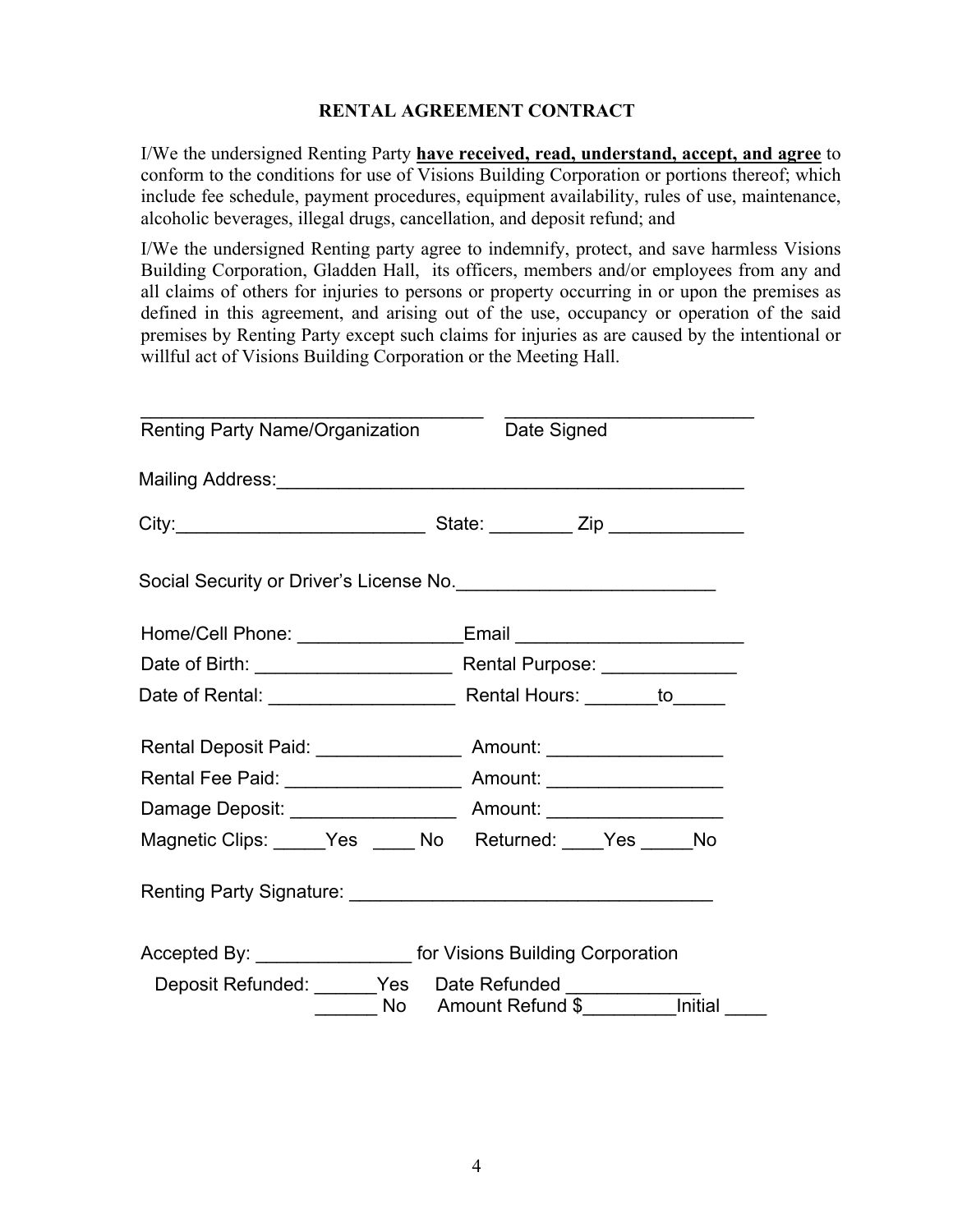**RENTAL AGREEMENT CONTRACT**

I/We the undersigned Renting Party **have received, read, understand, accept, and agree** to conform to the conditions for use of Visions Building Corporation or portions thereof; which include fee schedule, payment procedures, equipment availability, rules of use, maintenance, alcoholic beverages, illegal drugs, cancellation, and deposit refund; and

I/We the undersigned Renting party agree to indemnify, protect, and save harmless Visions Building Corporation, Gladden Hall, its officers, members and/or employees from any and all claims of others for injuries to persons or property occurring in or upon the premises as defined in this agreement, and arising out of the use, occupancy or operation of the said premises by Renting Party except such claims for injuries as are caused by the intentional or willful act of Visions Building Corporation or the Meeting Hall.

_________________________________ _______________________

Renting Party Name/Organization Date Signed

Mailing Address:_____________________________________________

City:________________________ State: ________ Zip _____________

Social Security or Driver's License No._________________________

Home/Cell Phone: ________________Email ______________________

Date of Birth: ___________________ Rental Purpose: _____________

Date of Rental: __________________ Rental Hours: _______to_____

Rental Deposit Paid: ______________ Amount: _________________

Rental Fee Paid: _________________ Amount: _________________

Damage Deposit: ________________ Amount: _________________

Magnetic Clips: _____Yes ____ No Returned: ____Yes _____No

Renting Party Signature: ___________________________________

Accepted By: _______________ for Visions Building Corporation

Deposit Refunded: ______Yes Date Refunded _____________

______ No Amount Refund $_________Initial ____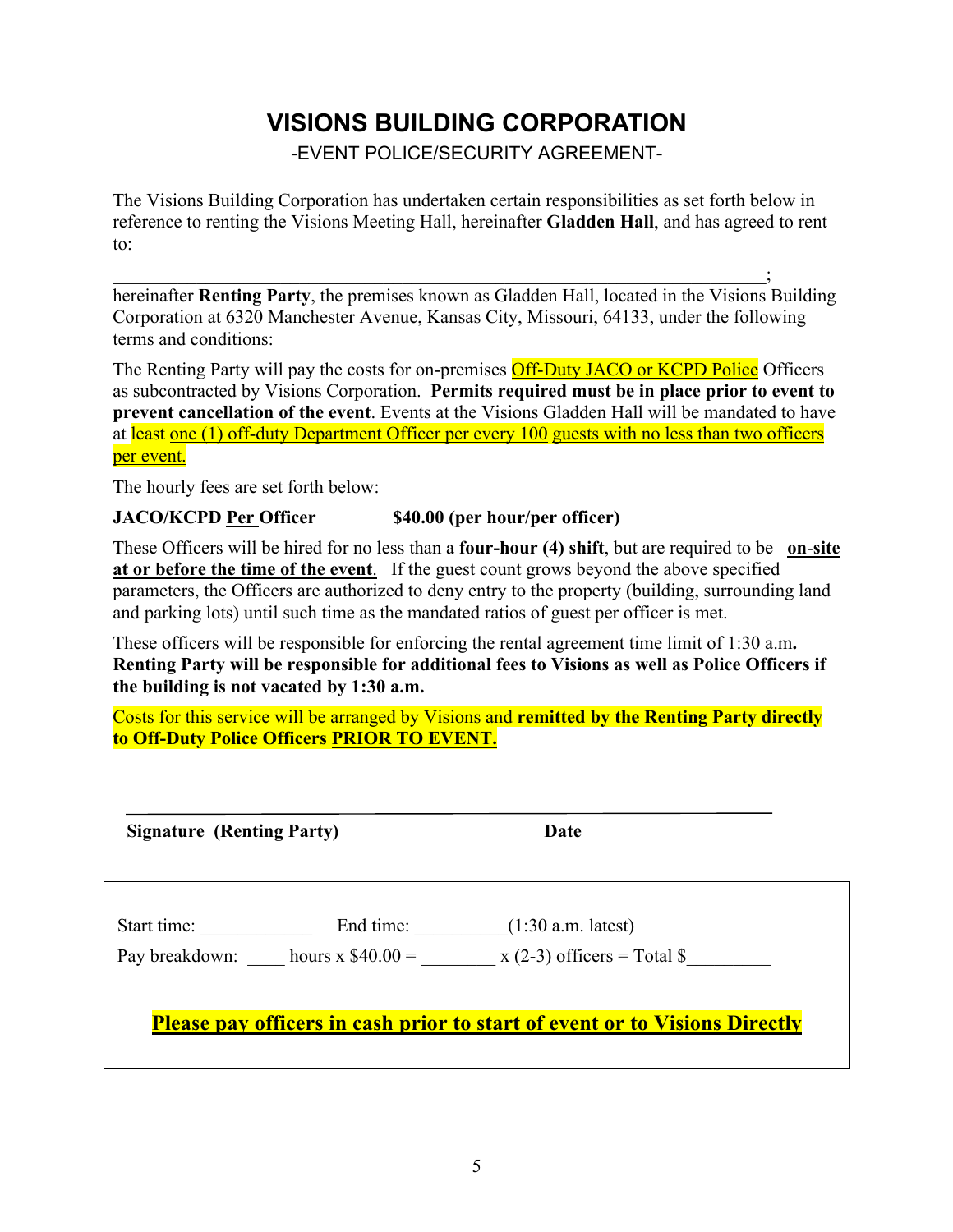# VISIONS BUILDING CORPORATION

-EVENT POLICE/SECURITY AGREEMENT-

The Visions Building Corporation has undertaken certain responsibilities as set forth below in reference to renting the Visions Meeting Hall, hereinafter **Gladden Hall**, and has agreed to rent to:

_______________________________________________________________________;

hereinafter **Renting Party**, the premises known as Gladden Hall, located in the Visions Building Corporation at 6320 Manchester Avenue, Kansas City, Missouri, 64133, under the following terms and conditions:

The Renting Party will pay the costs for on-premises Off-Duty JACO or KCPD Police Officers as subcontracted by Visions Corporation. **Permits required must be in place prior to event to prevent cancellation of the event**. Events at the Visions Gladden Hall will be mandated to have at least one (1) off-duty Department Officer per every 100 guests with no less than two officers per event.

The hourly fees are set forth below:

**JACO/KCPD Per Officer $40.00 (per hour/per officer)**

These Officers will be hired for no less than a **four-hour (4) shift**, but are required to be **on-site at or before the time of the event**. If the guest count grows beyond the above specified parameters, the Officers are authorized to deny entry to the property (building, surrounding land and parking lots) until such time as the mandated ratios of guest per officer is met.

These officers will be responsible for enforcing the rental agreement time limit of 1:30 a.m**.** **Renting Party will be responsible for additional fees to Visions as well as Police Officers if the building is not vacated by 1:30 a.m.**

Costs for this service will be arranged by Visions and **remitted by the Renting Party directly to Off-Duty Police Officers PRIOR TO EVENT.**

_______________________________________________________________

**Signature (Renting Party) Date**

Start time: ____________ End time: __________(1:30 a.m. latest)

Pay breakdown: ____ hours x $40.00 = ________ x (2-3) officers = Total $_________

**Please pay officers in cash prior to start of event or to Visions Directly**